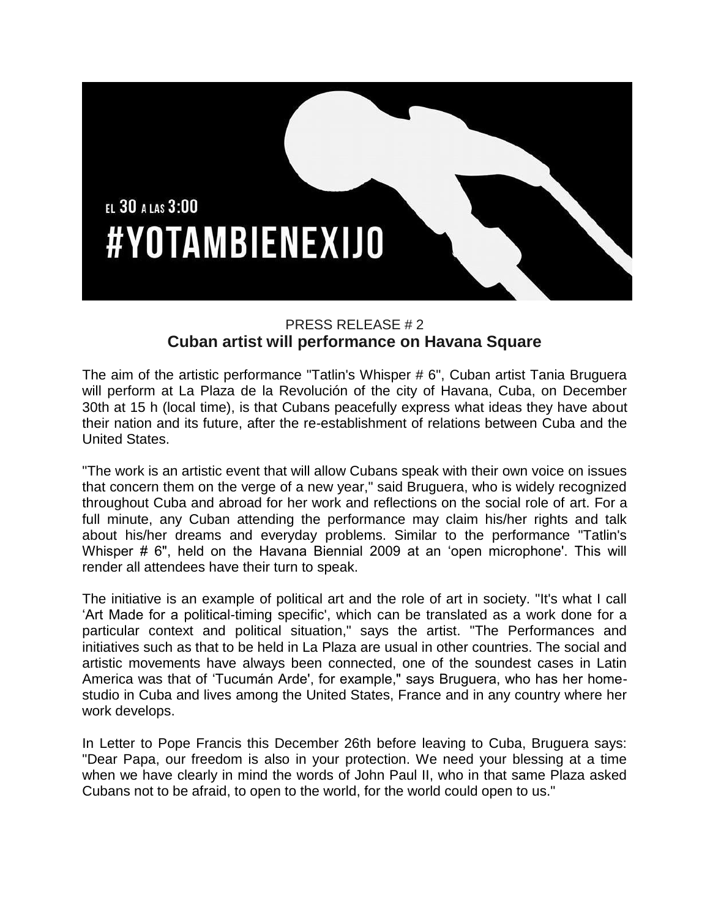EL 30 A LAS 3:00

#YOTAMBIENEXIJO

PRESS RELEASE # 2

**Cuban artist will performance on Havana Square**

The aim of the artistic performance "Tatlin's Whisper # 6", Cuban artist Tania Bruguera will perform at La Plaza de la Revolución of the city of Havana, Cuba, on December 30th at 15 h (local time), is that Cubans peacefully express what ideas they have about their nation and its future, after the re-establishment of relations between Cuba and the United States.

"The work is an artistic event that will allow Cubans speak with their own voice on issues that concern them on the verge of a new year," said Bruguera, who is widely recognized throughout Cuba and abroad for her work and reflections on the social role of art. For a full minute, any Cuban attending the performance may claim his/her rights and talk about his/her dreams and everyday problems. Similar to the performance "Tatlin's Whisper # 6", held on the Havana Biennial 2009 at an 'open microphone'. This will render all attendees have their turn to speak.

The initiative is an example of political art and the role of art in society. "It's what I call 'Art Made for a political-timing specific', which can be translated as a work done for a particular context and political situation," says the artist. "The Performances and initiatives such as that to be held in La Plaza are usual in other countries. The social and artistic movements have always been connected, one of the soundest cases in Latin America was that of 'Tucumán Arde', for example," says Bruguera, who has her home-studio in Cuba and lives among the United States, France and in any country where her work develops.

In Letter to Pope Francis this December 26th before leaving to Cuba, Bruguera says: "Dear Papa, our freedom is also in your protection. We need your blessing at a time when we have clearly in mind the words of John Paul II, who in that same Plaza asked Cubans not to be afraid, to open to the world, for the world could open to us."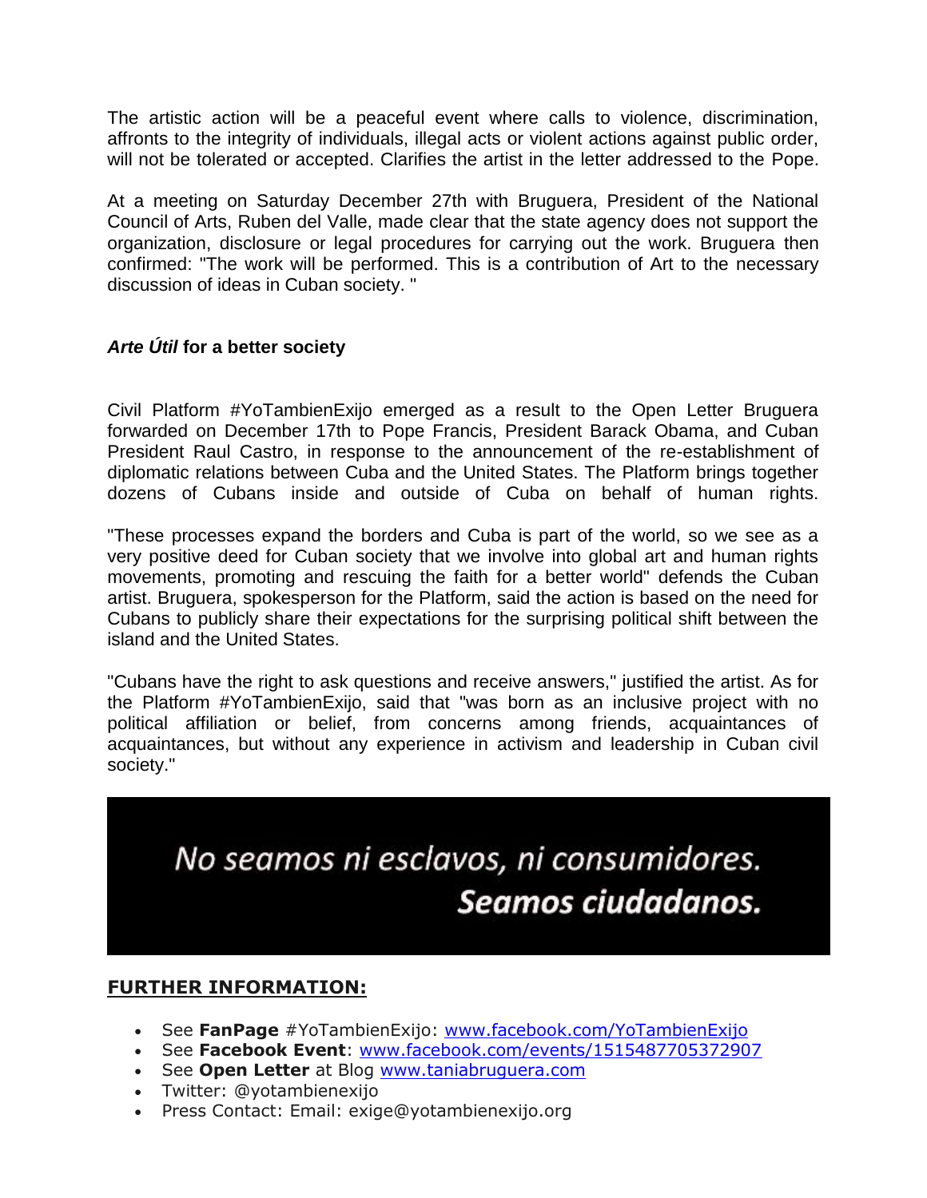The artistic action will be a peaceful event where calls to violence, discrimination, affronts to the integrity of individuals, illegal acts or violent actions against public order, will not be tolerated or accepted. Clarifies the artist in the letter addressed to the Pope.

At a meeting on Saturday December 27th with Bruguera, President of the National Council of Arts, Ruben del Valle, made clear that the state agency does not support the organization, disclosure or legal procedures for carrying out the work. Bruguera then confirmed: "The work will be performed. This is a contribution of Art to the necessary discussion of ideas in Cuban society. "

### ***Arte Útil*** **for a better society**

Civil Platform #YoTambienExijo emerged as a result to the Open Letter Bruguera forwarded on December 17th to Pope Francis, President Barack Obama, and Cuban President Raul Castro, in response to the announcement of the re-establishment of diplomatic relations between Cuba and the United States. The Platform brings together dozens of Cubans inside and outside of Cuba on behalf of human rights.

"These processes expand the borders and Cuba is part of the world, so we see as a very positive deed for Cuban society that we involve into global art and human rights movements, promoting and rescuing the faith for a better world" defends the Cuban artist. Bruguera, spokesperson for the Platform, said the action is based on the need for Cubans to publicly share their expectations for the surprising political shift between the island and the United States.

"Cubans have the right to ask questions and receive answers," justified the artist. As for the Platform #YoTambienExijo, said that "was born as an inclusive project with no political affiliation or belief, from concerns among friends, acquaintances of acquaintances, but without any experience in activism and leadership in Cuban civil society."

*No seamos ni esclavos, ni consumidores.*
***Seamos ciudadanos.***

## **FURTHER INFORMATION:**

- See **FanPage** #YoTambienExijo: [www.facebook.com/YoTambienExijo](www.facebook.com/YoTambienExijo)
- See **Facebook Event**: [www.facebook.com/events/1515487705372907](www.facebook.com/events/1515487705372907)
- See **Open Letter** at Blog [www.taniabruguera.com](www.taniabruguera.com)
- Twitter: @yotambienexijo
- Press Contact: Email: exige@yotambienexijo.org